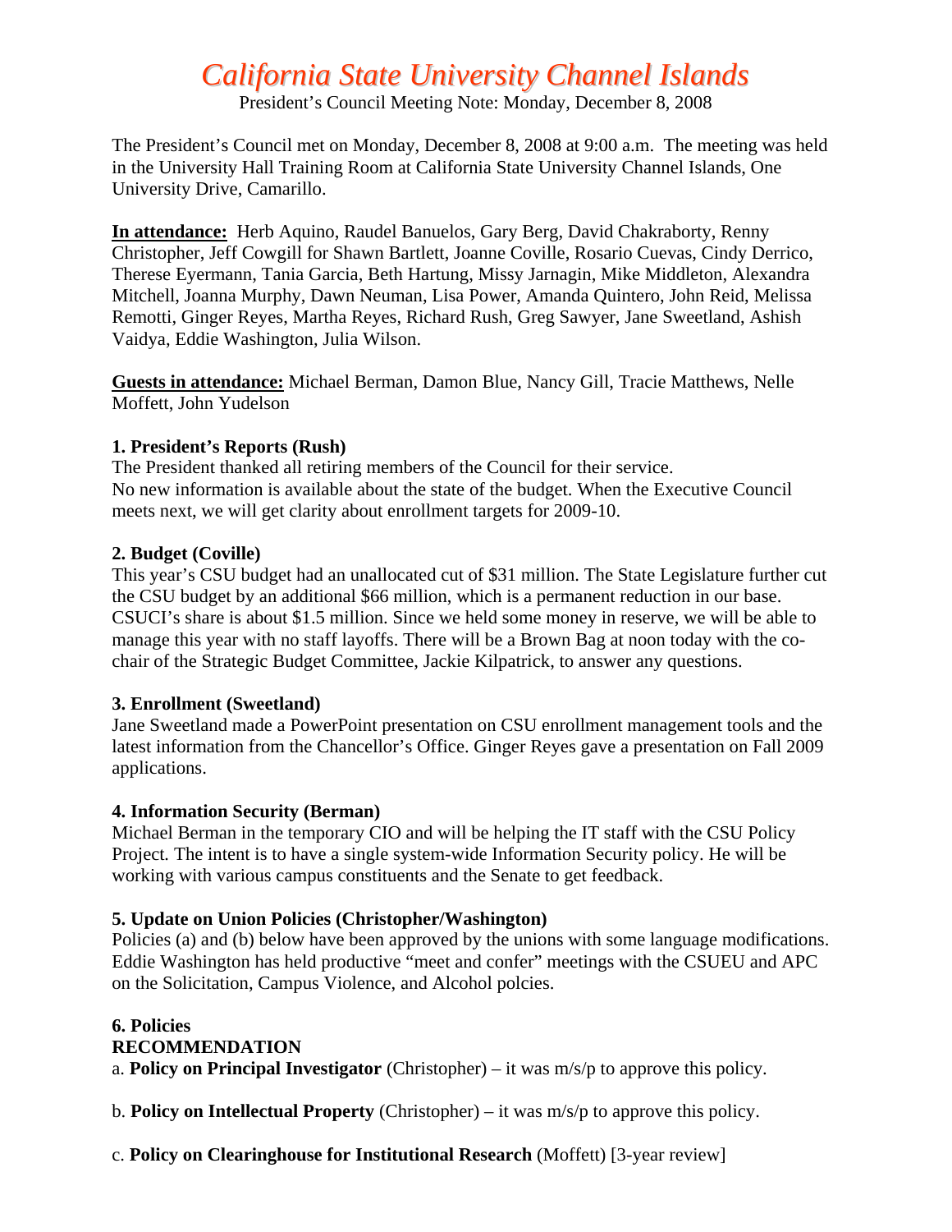# California State University Channel Islands

President's Council Meeting Note: Monday, December 8, 2008

The President's Council met on Monday, December 8, 2008 at 9:00 a.m. The meeting was held in the University Hall Training Room at California State University Channel Islands, One University Drive, Camarillo.

**In attendance:** Herb Aquino, Raudel Banuelos, Gary Berg, David Chakraborty, Renny Christopher, Jeff Cowgill for Shawn Bartlett, Joanne Coville, Rosario Cuevas, Cindy Derrico, Therese Eyermann, Tania Garcia, Beth Hartung, Missy Jarnagin, Mike Middleton, Alexandra Mitchell, Joanna Murphy, Dawn Neuman, Lisa Power, Amanda Quintero, John Reid, Melissa Remotti, Ginger Reyes, Martha Reyes, Richard Rush, Greg Sawyer, Jane Sweetland, Ashish Vaidya, Eddie Washington, Julia Wilson.

**Guests in attendance:** Michael Berman, Damon Blue, Nancy Gill, Tracie Matthews, Nelle Moffett, John Yudelson

### 1. President's Reports (Rush)

The President thanked all retiring members of the Council for their service.
No new information is available about the state of the budget. When the Executive Council meets next, we will get clarity about enrollment targets for 2009-10.

### 2. Budget (Coville)

This year's CSU budget had an unallocated cut of $31 million. The State Legislature further cut the CSU budget by an additional $66 million, which is a permanent reduction in our base. CSUCI's share is about $1.5 million. Since we held some money in reserve, we will be able to manage this year with no staff layoffs. There will be a Brown Bag at noon today with the co-chair of the Strategic Budget Committee, Jackie Kilpatrick, to answer any questions.

### 3. Enrollment (Sweetland)

Jane Sweetland made a PowerPoint presentation on CSU enrollment management tools and the latest information from the Chancellor's Office. Ginger Reyes gave a presentation on Fall 2009 applications.

### 4. Information Security (Berman)

Michael Berman in the temporary CIO and will be helping the IT staff with the CSU Policy Project. The intent is to have a single system-wide Information Security policy. He will be working with various campus constituents and the Senate to get feedback.

### 5. Update on Union Policies (Christopher/Washington)

Policies (a) and (b) below have been approved by the unions with some language modifications. Eddie Washington has held productive "meet and confer" meetings with the CSUEU and APC on the Solicitation, Campus Violence, and Alcohol polcies.

### 6. Policies

**RECOMMENDATION**

a. **Policy on Principal Investigator** (Christopher) – it was m/s/p to approve this policy.

b. **Policy on Intellectual Property** (Christopher) – it was m/s/p to approve this policy.

c. **Policy on Clearinghouse for Institutional Research** (Moffett) [3-year review]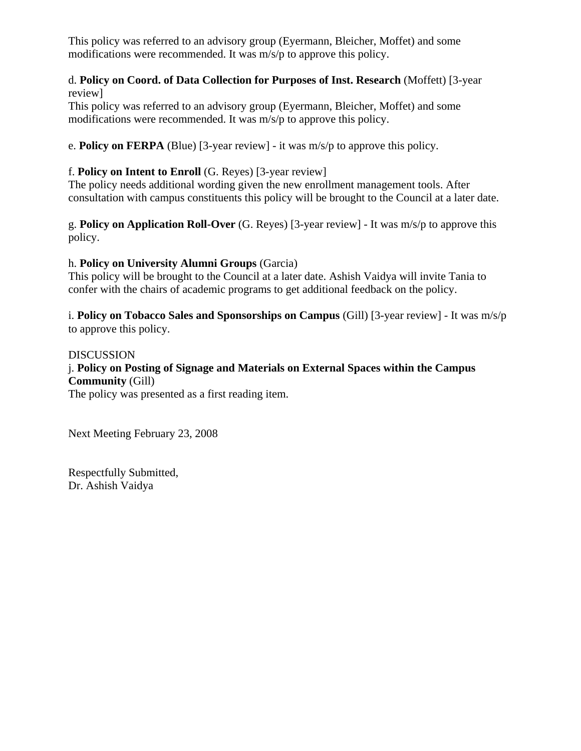This policy was referred to an advisory group (Eyermann, Bleicher, Moffet) and some modifications were recommended. It was m/s/p to approve this policy.

d. **Policy on Coord. of Data Collection for Purposes of Inst. Research** (Moffett) [3-year review]
This policy was referred to an advisory group (Eyermann, Bleicher, Moffet) and some modifications were recommended. It was m/s/p to approve this policy.

e. **Policy on FERPA** (Blue) [3-year review] - it was m/s/p to approve this policy.

f. **Policy on Intent to Enroll** (G. Reyes) [3-year review]
The policy needs additional wording given the new enrollment management tools. After consultation with campus constituents this policy will be brought to the Council at a later date.

g. **Policy on Application Roll-Over** (G. Reyes) [3-year review] - It was m/s/p to approve this policy.

h. **Policy on University Alumni Groups** (Garcia)
This policy will be brought to the Council at a later date. Ashish Vaidya will invite Tania to confer with the chairs of academic programs to get additional feedback on the policy.

i. **Policy on Tobacco Sales and Sponsorships on Campus** (Gill) [3-year review] - It was m/s/p to approve this policy.

DISCUSSION
j. **Policy on Posting of Signage and Materials on External Spaces within the Campus Community** (Gill)
The policy was presented as a first reading item.

Next Meeting February 23, 2008

Respectfully Submitted,
Dr. Ashish Vaidya